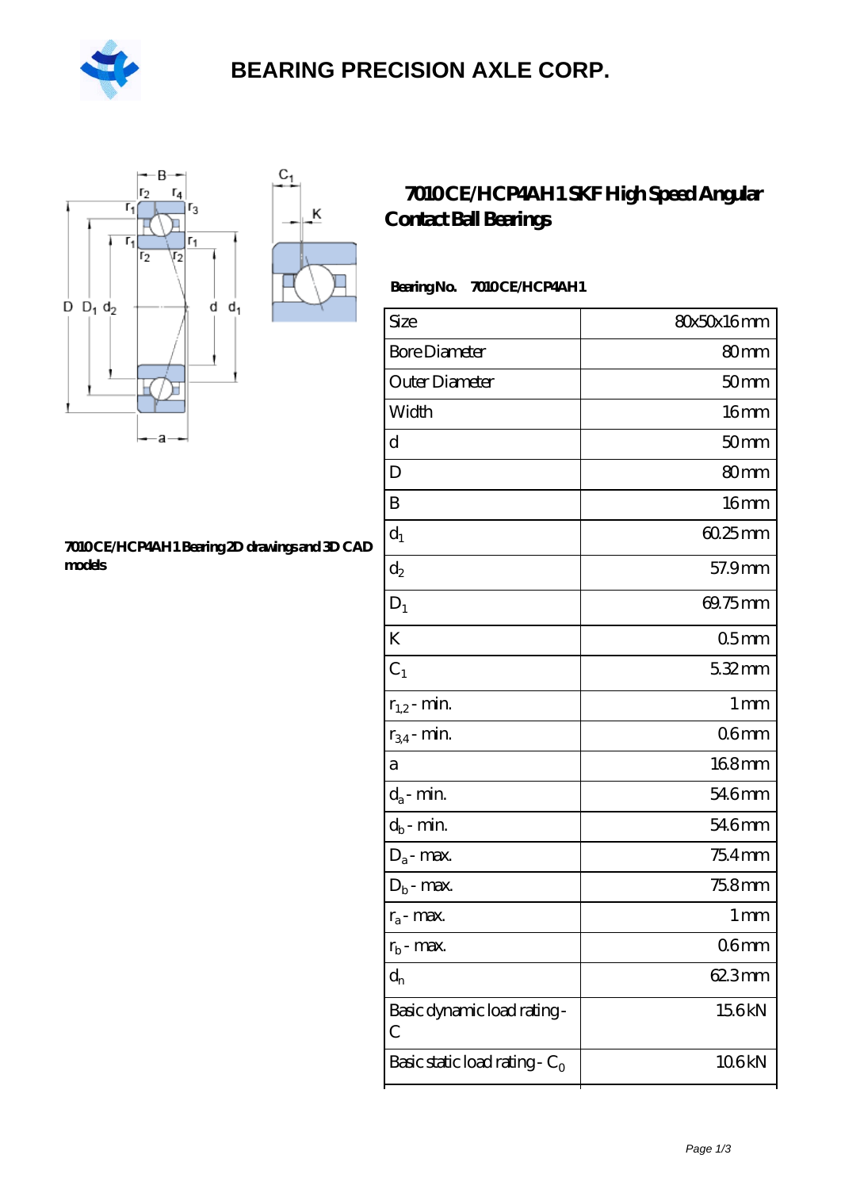# BEARING PRECISION AXLE CORP.

## 7010 CE/HCP4AH1 SKF High Speed Angular Contact Ball Bearings

7010 CE/HCP4AH1 Bearing 2D drawings and 3D CAD models

**Bearing No. 7010 CE/HCP4AH1**

| Size | 80x50x16 mm |
|---|---|
| Bore Diameter | 80 mm |
| Outer Diameter | 50 mm |
| Width | 16 mm |
| d | 50 mm |
| D | 80 mm |
| B | 16 mm |
| $d_1$ | 60.25 mm |
| $d_2$ | 57.9 mm |
| $D_1$ | 69.75 mm |
| K | 0.5 mm |
| $C_1$ | 5.32 mm |
| $r_{1,2}$ - min. | 1 mm |
| $r_{3,4}$ - min. | 0.6 mm |
| a | 16.8 mm |
| $d_a$ - min. | 54.6 mm |
| $d_b$ - min. | 54.6 mm |
| $D_a$ - max. | 75.4 mm |
| $D_b$ - max. | 75.8 mm |
| $r_a$ - max. | 1 mm |
| $r_b$ - max. | 0.6 mm |
| $d_n$ | 62.3 mm |
| Basic dynamic load rating - C | 15.6 kN |
| Basic static load rating - $C_0$ | 10.6 kN |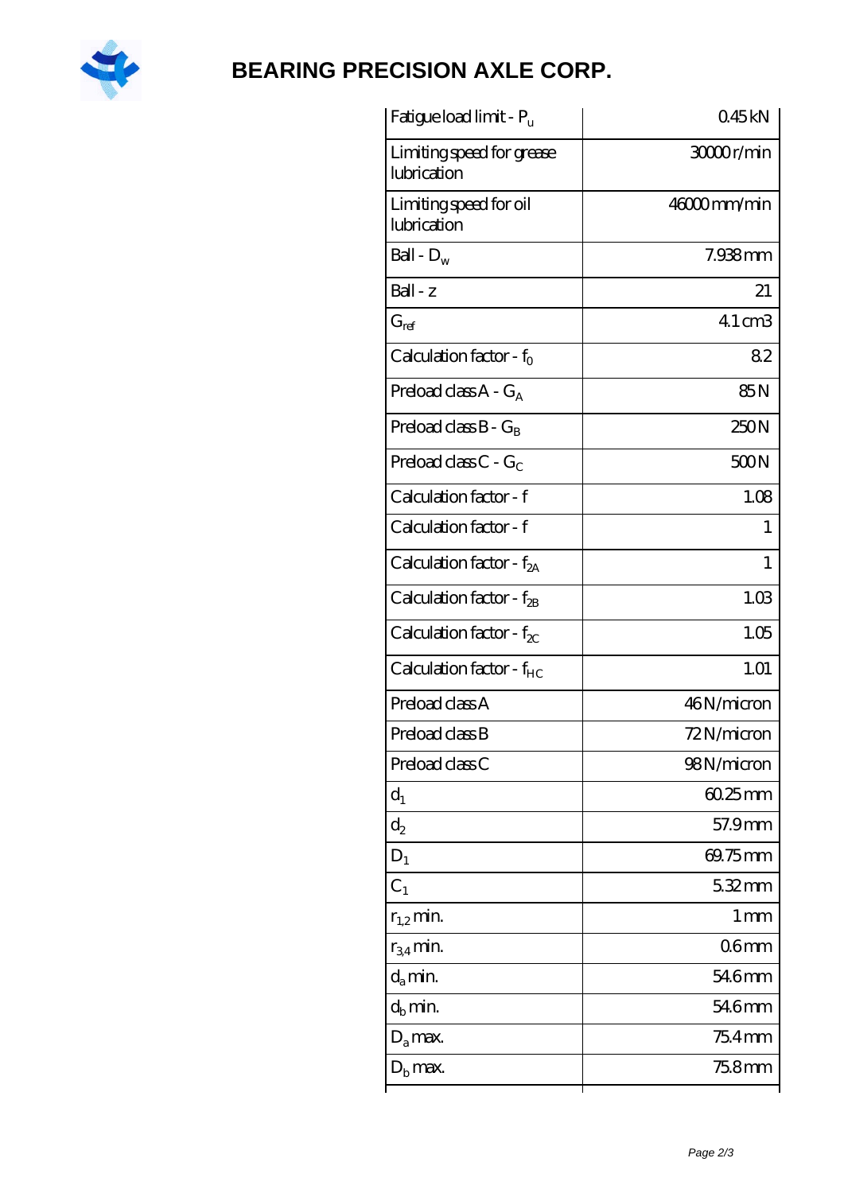| | |
|---|---|
| Fatigue load limit - $P_u$ | 0.45 kN |
| Limiting speed for grease lubrication | 30000 r/min |
| Limiting speed for oil lubrication | 46000 mm/min |
| Ball - $D_w$ | 7.938 mm |
| Ball - z | 21 |
| $G_{ref}$ | 4.1 cm3 |
| Calculation factor - $f_0$ | 8.2 |
| Preload class A - $G_A$ | 85 N |
| Preload class B - $G_B$ | 250 N |
| Preload class C - $G_C$ | 500 N |
| Calculation factor - f | 1.08 |
| Calculation factor - f | 1 |
| Calculation factor - $f_{2A}$ | 1 |
| Calculation factor - $f_{2B}$ | 1.03 |
| Calculation factor - $f_{2C}$ | 1.05 |
| Calculation factor - $f_{HC}$ | 1.01 |
| Preload class A | 46 N/micron |
| Preload class B | 72 N/micron |
| Preload class C | 98 N/micron |
| $d_1$ | 60.25 mm |
| $d_2$ | 57.9 mm |
| $D_1$ | 69.75 mm |
| $C_1$ | 5.32 mm |
| $r_{1,2}$ min. | 1 mm |
| $r_{3,4}$ min. | 0.6 mm |
| $d_a$ min. | 54.6 mm |
| $d_b$ min. | 54.6 mm |
| $D_a$ max. | 75.4 mm |
| $D_b$ max. | 75.8 mm |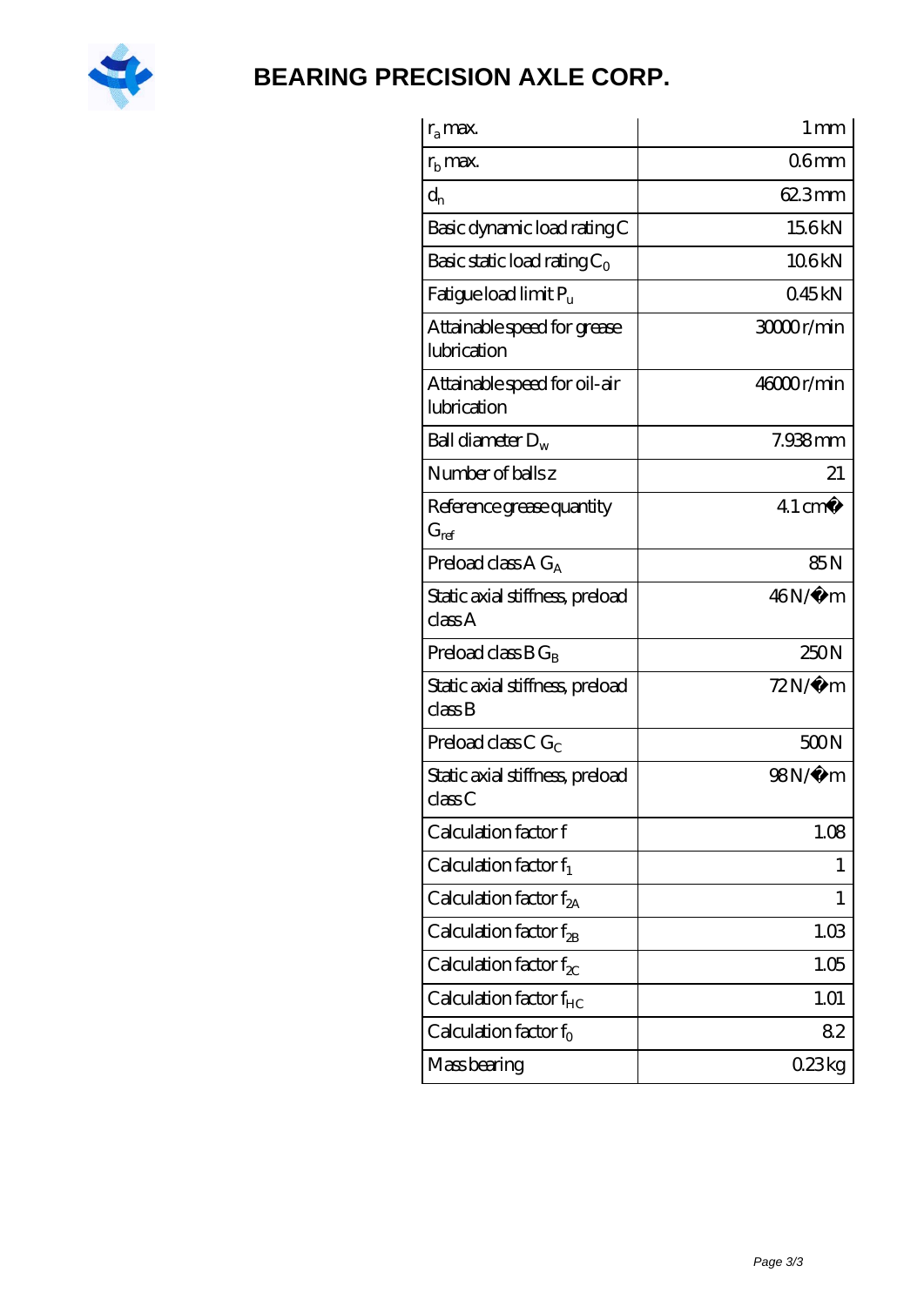| | |
|---|---|
| $r_a$ max. | 1 mm |
| $r_b$ max. | 0.6 mm |
| $d_n$ | 62.3 mm |
| Basic dynamic load rating C | 15.6 kN |
| Basic static load rating $C_0$ | 10.6 kN |
| Fatigue load limit $P_u$ | 0.45 kN |
| Attainable speed for grease lubrication | 30000 r/min |
| Attainable speed for oil-air lubrication | 46000 r/min |
| Ball diameter $D_w$ | 7.938 mm |
| Number of balls z | 21 |
| Reference grease quantity $G_{ref}$ | 4.1 cm� |
| Preload class A $G_A$ | 85 N |
| Static axial stiffness, preload class A | 46 N/�m |
| Preload class B $G_B$ | 250 N |
| Static axial stiffness, preload class B | 72 N/�m |
| Preload class C $G_C$ | 500 N |
| Static axial stiffness, preload class C | 98 N/�m |
| Calculation factor f | 1.08 |
| Calculation factor $f_1$ | 1 |
| Calculation factor $f_{2A}$ | 1 |
| Calculation factor $f_{2B}$ | 1.03 |
| Calculation factor $f_{2C}$ | 1.05 |
| Calculation factor $f_{HC}$ | 1.01 |
| Calculation factor $f_0$ | 8.2 |
| Mass bearing | 0.23 kg |